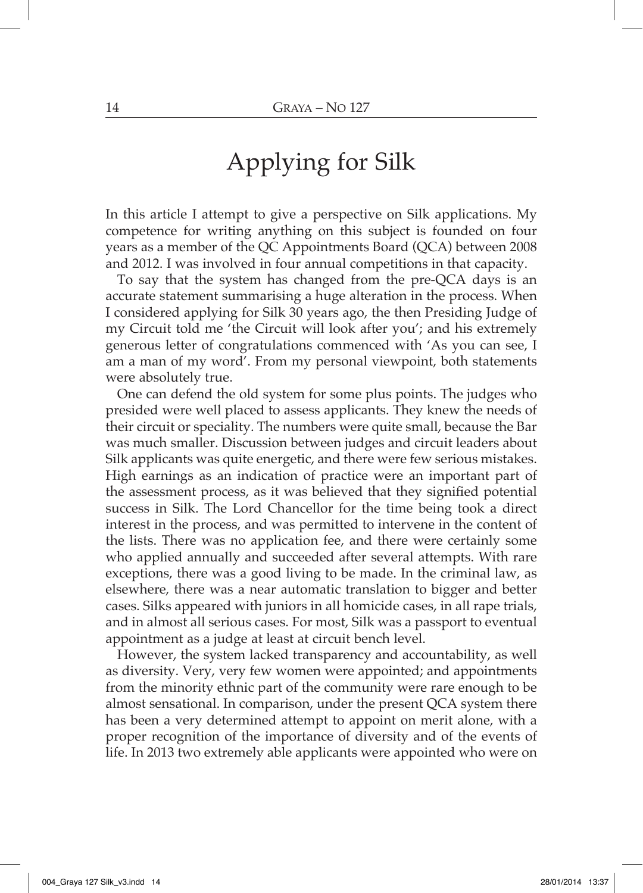# Applying for Silk

In this article I attempt to give a perspective on Silk applications. My competence for writing anything on this subject is founded on four years as a member of the QC Appointments Board (QCA) between 2008 and 2012. I was involved in four annual competitions in that capacity.

To say that the system has changed from the pre-QCA days is an accurate statement summarising a huge alteration in the process. When I considered applying for Silk 30 years ago, the then Presiding Judge of my Circuit told me 'the Circuit will look after you'; and his extremely generous letter of congratulations commenced with 'As you can see, I am a man of my word'. From my personal viewpoint, both statements were absolutely true.

One can defend the old system for some plus points. The judges who presided were well placed to assess applicants. They knew the needs of their circuit or speciality. The numbers were quite small, because the Bar was much smaller. Discussion between judges and circuit leaders about Silk applicants was quite energetic, and there were few serious mistakes. High earnings as an indication of practice were an important part of the assessment process, as it was believed that they signified potential success in Silk. The Lord Chancellor for the time being took a direct interest in the process, and was permitted to intervene in the content of the lists. There was no application fee, and there were certainly some who applied annually and succeeded after several attempts. With rare exceptions, there was a good living to be made. In the criminal law, as elsewhere, there was a near automatic translation to bigger and better cases. Silks appeared with juniors in all homicide cases, in all rape trials, and in almost all serious cases. For most, Silk was a passport to eventual appointment as a judge at least at circuit bench level.

However, the system lacked transparency and accountability, as well as diversity. Very, very few women were appointed; and appointments from the minority ethnic part of the community were rare enough to be almost sensational. In comparison, under the present QCA system there has been a very determined attempt to appoint on merit alone, with a proper recognition of the importance of diversity and of the events of life. In 2013 two extremely able applicants were appointed who were on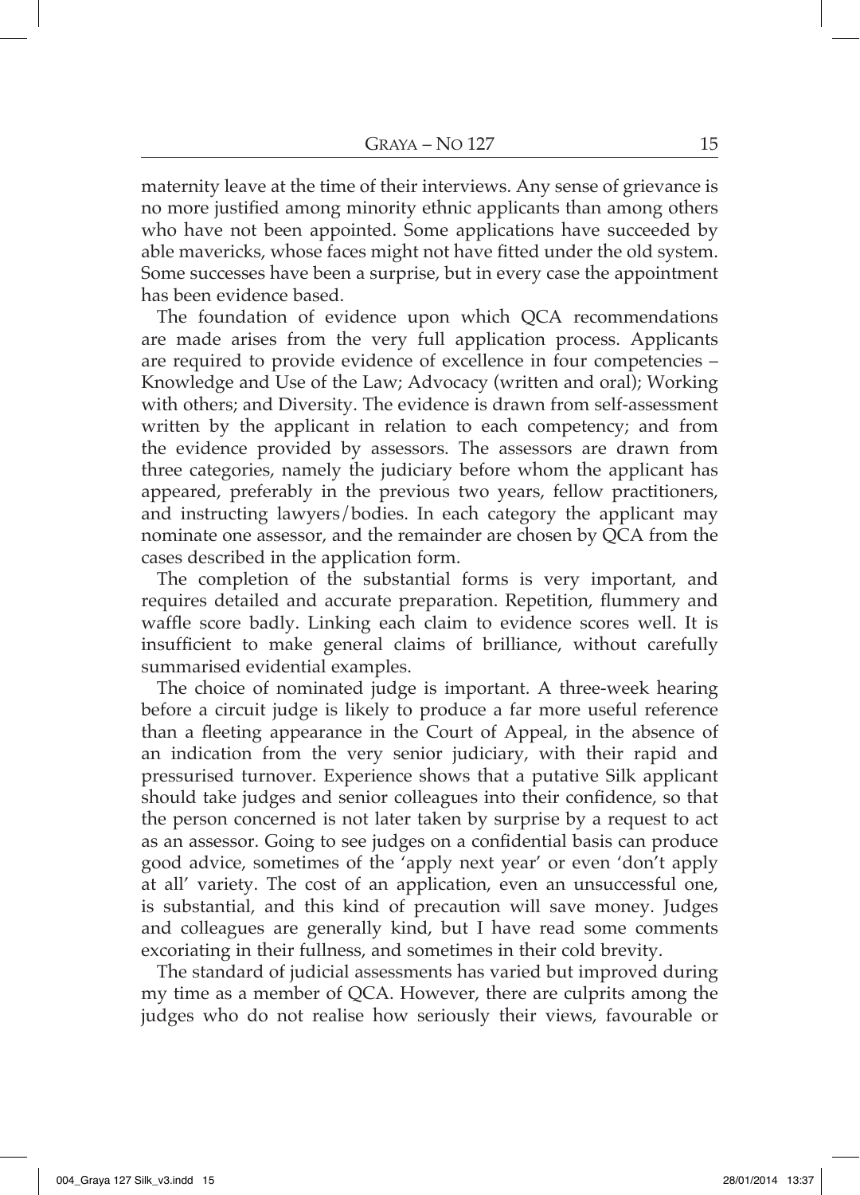maternity leave at the time of their interviews. Any sense of grievance is no more justified among minority ethnic applicants than among others who have not been appointed. Some applications have succeeded by able mavericks, whose faces might not have fitted under the old system. Some successes have been a surprise, but in every case the appointment has been evidence based.

The foundation of evidence upon which QCA recommendations are made arises from the very full application process. Applicants are required to provide evidence of excellence in four competencies – Knowledge and Use of the Law; Advocacy (written and oral); Working with others; and Diversity. The evidence is drawn from self-assessment written by the applicant in relation to each competency; and from the evidence provided by assessors. The assessors are drawn from three categories, namely the judiciary before whom the applicant has appeared, preferably in the previous two years, fellow practitioners, and instructing lawyers/bodies. In each category the applicant may nominate one assessor, and the remainder are chosen by QCA from the cases described in the application form.

The completion of the substantial forms is very important, and requires detailed and accurate preparation. Repetition, flummery and waffle score badly. Linking each claim to evidence scores well. It is insufficient to make general claims of brilliance, without carefully summarised evidential examples.

The choice of nominated judge is important. A three-week hearing before a circuit judge is likely to produce a far more useful reference than a fleeting appearance in the Court of Appeal, in the absence of an indication from the very senior judiciary, with their rapid and pressurised turnover. Experience shows that a putative Silk applicant should take judges and senior colleagues into their confidence, so that the person concerned is not later taken by surprise by a request to act as an assessor. Going to see judges on a confidential basis can produce good advice, sometimes of the 'apply next year' or even 'don't apply at all' variety. The cost of an application, even an unsuccessful one, is substantial, and this kind of precaution will save money. Judges and colleagues are generally kind, but I have read some comments excoriating in their fullness, and sometimes in their cold brevity.

The standard of judicial assessments has varied but improved during my time as a member of QCA. However, there are culprits among the judges who do not realise how seriously their views, favourable or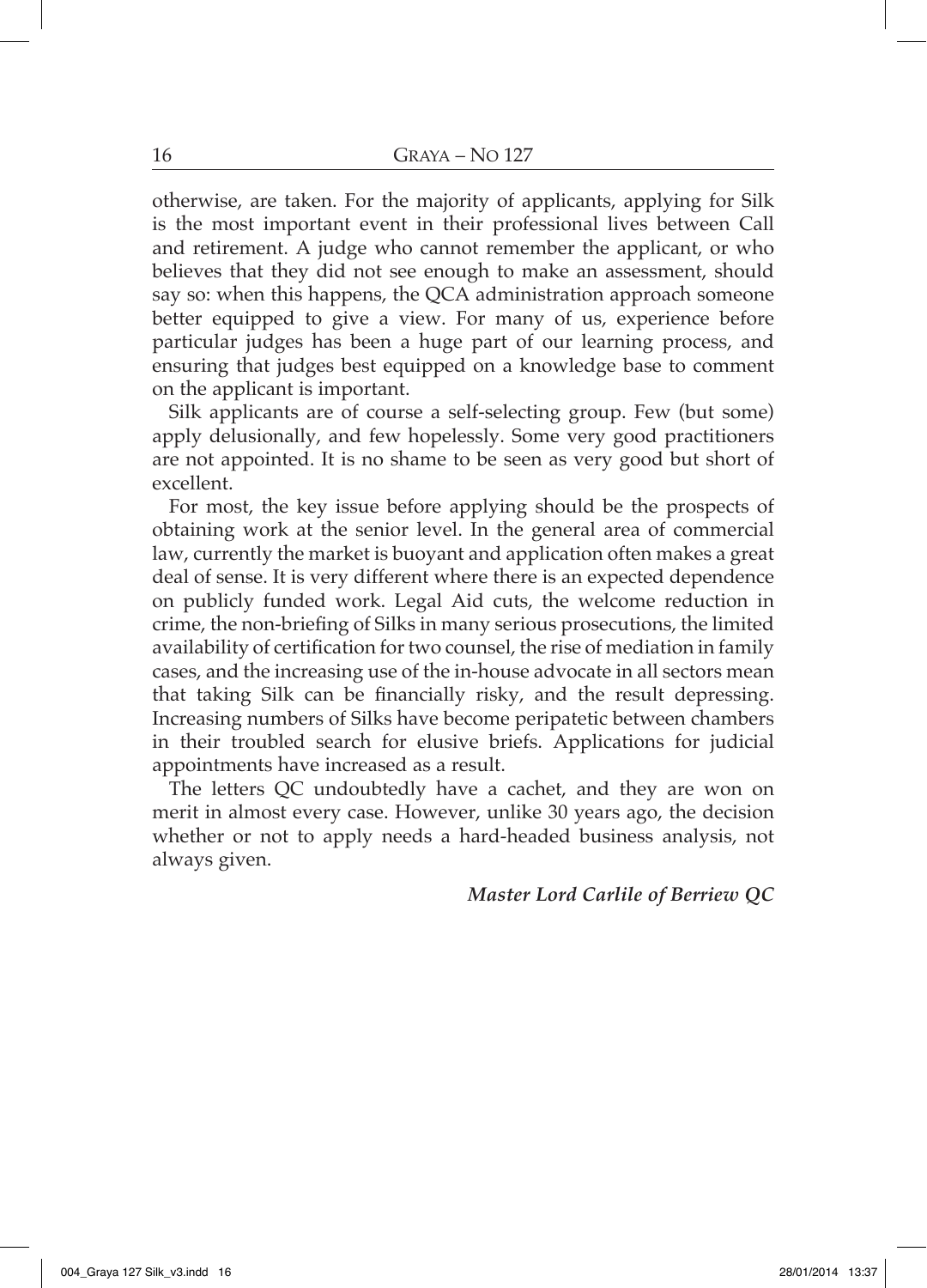otherwise, are taken. For the majority of applicants, applying for Silk is the most important event in their professional lives between Call and retirement. A judge who cannot remember the applicant, or who believes that they did not see enough to make an assessment, should say so: when this happens, the QCA administration approach someone better equipped to give a view. For many of us, experience before particular judges has been a huge part of our learning process, and ensuring that judges best equipped on a knowledge base to comment on the applicant is important.

Silk applicants are of course a self-selecting group. Few (but some) apply delusionally, and few hopelessly. Some very good practitioners are not appointed. It is no shame to be seen as very good but short of excellent.

For most, the key issue before applying should be the prospects of obtaining work at the senior level. In the general area of commercial law, currently the market is buoyant and application often makes a great deal of sense. It is very different where there is an expected dependence on publicly funded work. Legal Aid cuts, the welcome reduction in crime, the non-briefing of Silks in many serious prosecutions, the limited availability of certification for two counsel, the rise of mediation in family cases, and the increasing use of the in-house advocate in all sectors mean that taking Silk can be financially risky, and the result depressing. Increasing numbers of Silks have become peripatetic between chambers in their troubled search for elusive briefs. Applications for judicial appointments have increased as a result.

The letters QC undoubtedly have a cachet, and they are won on merit in almost every case. However, unlike 30 years ago, the decision whether or not to apply needs a hard-headed business analysis, not always given.

***Master Lord Carlile of Berriew QC***